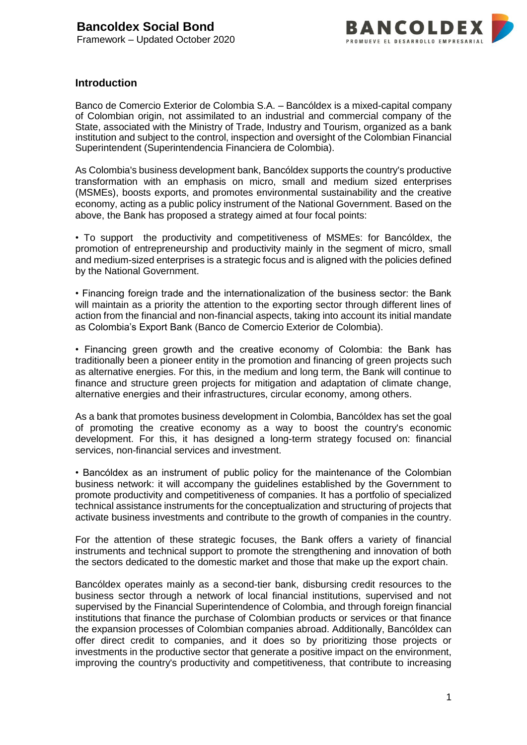# Bancoldex Social Bond

Framework – Updated October 2020

## Introduction

Banco de Comercio Exterior de Colombia S.A. – Bancóldex is a mixed-capital company of Colombian origin, not assimilated to an industrial and commercial company of the State, associated with the Ministry of Trade, Industry and Tourism, organized as a bank institution and subject to the control, inspection and oversight of the Colombian Financial Superintendent (Superintendencia Financiera de Colombia).

As Colombia's business development bank, Bancóldex supports the country's productive transformation with an emphasis on micro, small and medium sized enterprises (MSMEs), boosts exports, and promotes environmental sustainability and the creative economy, acting as a public policy instrument of the National Government. Based on the above, the Bank has proposed a strategy aimed at four focal points:

• To support the productivity and competitiveness of MSMEs: for Bancóldex, the promotion of entrepreneurship and productivity mainly in the segment of micro, small and medium-sized enterprises is a strategic focus and is aligned with the policies defined by the National Government.

• Financing foreign trade and the internationalization of the business sector: the Bank will maintain as a priority the attention to the exporting sector through different lines of action from the financial and non-financial aspects, taking into account its initial mandate as Colombia's Export Bank (Banco de Comercio Exterior de Colombia).

• Financing green growth and the creative economy of Colombia: the Bank has traditionally been a pioneer entity in the promotion and financing of green projects such as alternative energies. For this, in the medium and long term, the Bank will continue to finance and structure green projects for mitigation and adaptation of climate change, alternative energies and their infrastructures, circular economy, among others.

As a bank that promotes business development in Colombia, Bancóldex has set the goal of promoting the creative economy as a way to boost the country's economic development. For this, it has designed a long-term strategy focused on: financial services, non-financial services and investment.

• Bancóldex as an instrument of public policy for the maintenance of the Colombian business network: it will accompany the guidelines established by the Government to promote productivity and competitiveness of companies. It has a portfolio of specialized technical assistance instruments for the conceptualization and structuring of projects that activate business investments and contribute to the growth of companies in the country.

For the attention of these strategic focuses, the Bank offers a variety of financial instruments and technical support to promote the strengthening and innovation of both the sectors dedicated to the domestic market and those that make up the export chain.

Bancóldex operates mainly as a second-tier bank, disbursing credit resources to the business sector through a network of local financial institutions, supervised and not supervised by the Financial Superintendence of Colombia, and through foreign financial institutions that finance the purchase of Colombian products or services or that finance the expansion processes of Colombian companies abroad. Additionally, Bancóldex can offer direct credit to companies, and it does so by prioritizing those projects or investments in the productive sector that generate a positive impact on the environment, improving the country's productivity and competitiveness, that contribute to increasing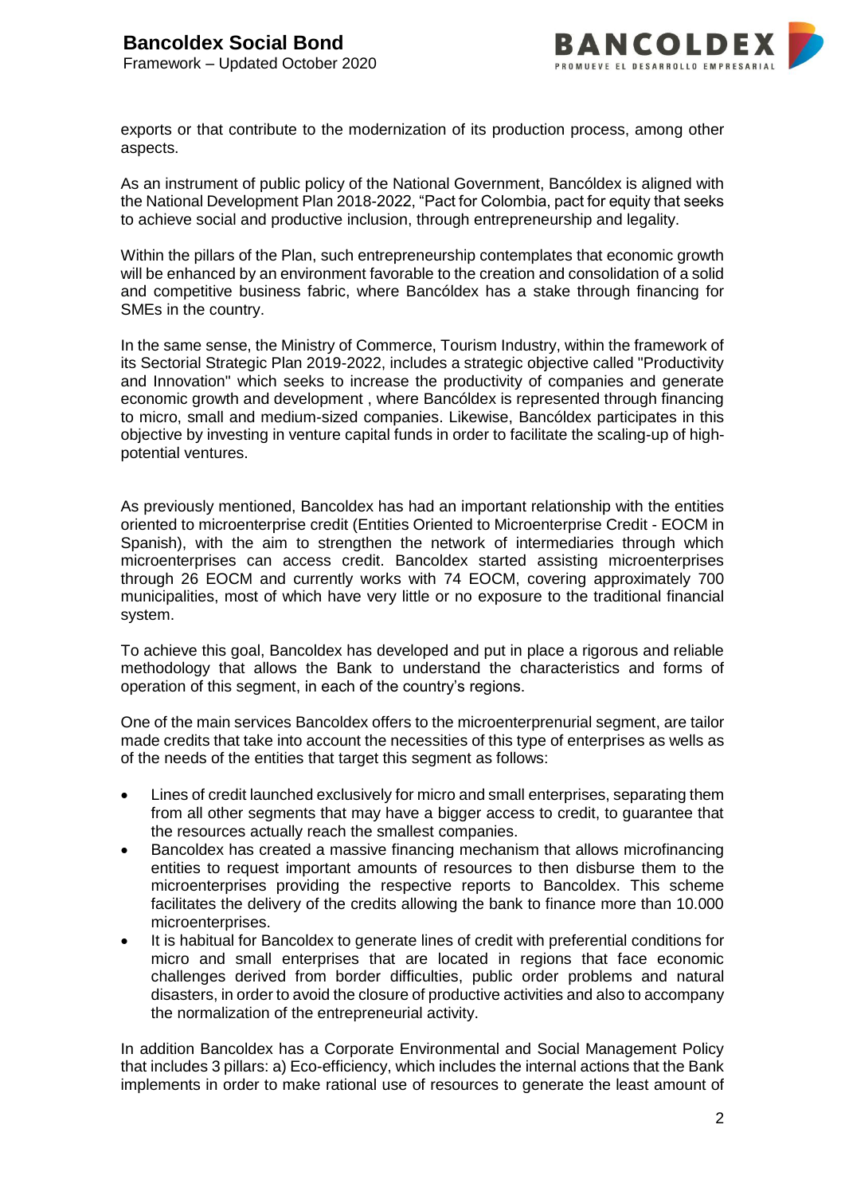exports or that contribute to the modernization of its production process, among other aspects.

As an instrument of public policy of the National Government, Bancóldex is aligned with the National Development Plan 2018-2022, "Pact for Colombia, pact for equity that seeks to achieve social and productive inclusion, through entrepreneurship and legality.

Within the pillars of the Plan, such entrepreneurship contemplates that economic growth will be enhanced by an environment favorable to the creation and consolidation of a solid and competitive business fabric, where Bancóldex has a stake through financing for SMEs in the country.

In the same sense, the Ministry of Commerce, Tourism Industry, within the framework of its Sectorial Strategic Plan 2019-2022, includes a strategic objective called "Productivity and Innovation" which seeks to increase the productivity of companies and generate economic growth and development , where Bancóldex is represented through financing to micro, small and medium-sized companies. Likewise, Bancóldex participates in this objective by investing in venture capital funds in order to facilitate the scaling-up of high-potential ventures.

As previously mentioned, Bancoldex has had an important relationship with the entities oriented to microenterprise credit (Entities Oriented to Microenterprise Credit - EOCM in Spanish), with the aim to strengthen the network of intermediaries through which microenterprises can access credit. Bancoldex started assisting microenterprises through 26 EOCM and currently works with 74 EOCM, covering approximately 700 municipalities, most of which have very little or no exposure to the traditional financial system.

To achieve this goal, Bancoldex has developed and put in place a rigorous and reliable methodology that allows the Bank to understand the characteristics and forms of operation of this segment, in each of the country's regions.

One of the main services Bancoldex offers to the microenterprenurial segment, are tailor made credits that take into account the necessities of this type of enterprises as wells as of the needs of the entities that target this segment as follows:

- Lines of credit launched exclusively for micro and small enterprises, separating them from all other segments that may have a bigger access to credit, to guarantee that the resources actually reach the smallest companies.
- Bancoldex has created a massive financing mechanism that allows microfinancing entities to request important amounts of resources to then disburse them to the microenterprises providing the respective reports to Bancoldex. This scheme facilitates the delivery of the credits allowing the bank to finance more than 10.000 microenterprises.
- It is habitual for Bancoldex to generate lines of credit with preferential conditions for micro and small enterprises that are located in regions that face economic challenges derived from border difficulties, public order problems and natural disasters, in order to avoid the closure of productive activities and also to accompany the normalization of the entrepreneurial activity.

In addition Bancoldex has a Corporate Environmental and Social Management Policy that includes 3 pillars: a) Eco-efficiency, which includes the internal actions that the Bank implements in order to make rational use of resources to generate the least amount of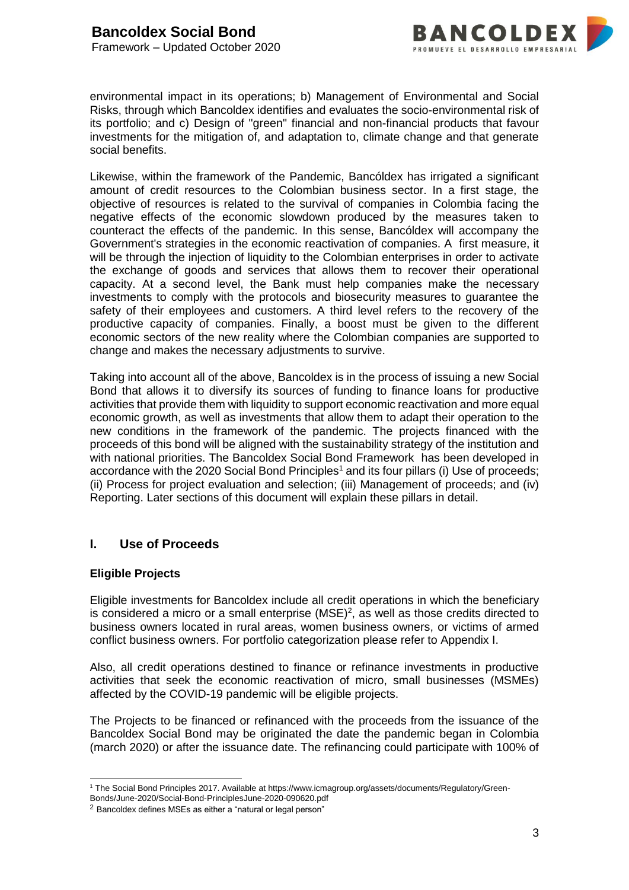environmental impact in its operations; b) Management of Environmental and Social Risks, through which Bancoldex identifies and evaluates the socio-environmental risk of its portfolio; and c) Design of "green" financial and non-financial products that favour investments for the mitigation of, and adaptation to, climate change and that generate social benefits.

Likewise, within the framework of the Pandemic, Bancóldex has irrigated a significant amount of credit resources to the Colombian business sector. In a first stage, the objective of resources is related to the survival of companies in Colombia facing the negative effects of the economic slowdown produced by the measures taken to counteract the effects of the pandemic. In this sense, Bancóldex will accompany the Government's strategies in the economic reactivation of companies. A first measure, it will be through the injection of liquidity to the Colombian enterprises in order to activate the exchange of goods and services that allows them to recover their operational capacity. At a second level, the Bank must help companies make the necessary investments to comply with the protocols and biosecurity measures to guarantee the safety of their employees and customers. A third level refers to the recovery of the productive capacity of companies. Finally, a boost must be given to the different economic sectors of the new reality where the Colombian companies are supported to change and makes the necessary adjustments to survive.

Taking into account all of the above, Bancoldex is in the process of issuing a new Social Bond that allows it to diversify its sources of funding to finance loans for productive activities that provide them with liquidity to support economic reactivation and more equal economic growth, as well as investments that allow them to adapt their operation to the new conditions in the framework of the pandemic. The projects financed with the proceeds of this bond will be aligned with the sustainability strategy of the institution and with national priorities. The Bancoldex Social Bond Framework has been developed in accordance with the 2020 Social Bond Principles[1] and its four pillars (i) Use of proceeds; (ii) Process for project evaluation and selection; (iii) Management of proceeds; and (iv) Reporting. Later sections of this document will explain these pillars in detail.

## I. Use of Proceeds

### Eligible Projects

Eligible investments for Bancoldex include all credit operations in which the beneficiary is considered a micro or a small enterprise (MSE)[2], as well as those credits directed to business owners located in rural areas, women business owners, or victims of armed conflict business owners. For portfolio categorization please refer to Appendix I.

Also, all credit operations destined to finance or refinance investments in productive activities that seek the economic reactivation of micro, small businesses (MSMEs) affected by the COVID-19 pandemic will be eligible projects.

The Projects to be financed or refinanced with the proceeds from the issuance of the Bancoldex Social Bond may be originated the date the pandemic began in Colombia (march 2020) or after the issuance date. The refinancing could participate with 100% of

---

[1] The Social Bond Principles 2017. Available at https://www.icmagroup.org/assets/documents/Regulatory/Green-Bonds/June-2020/Social-Bond-PrinciplesJune-2020-090620.pdf

[2] Bancoldex defines MSEs as either a "natural or legal person"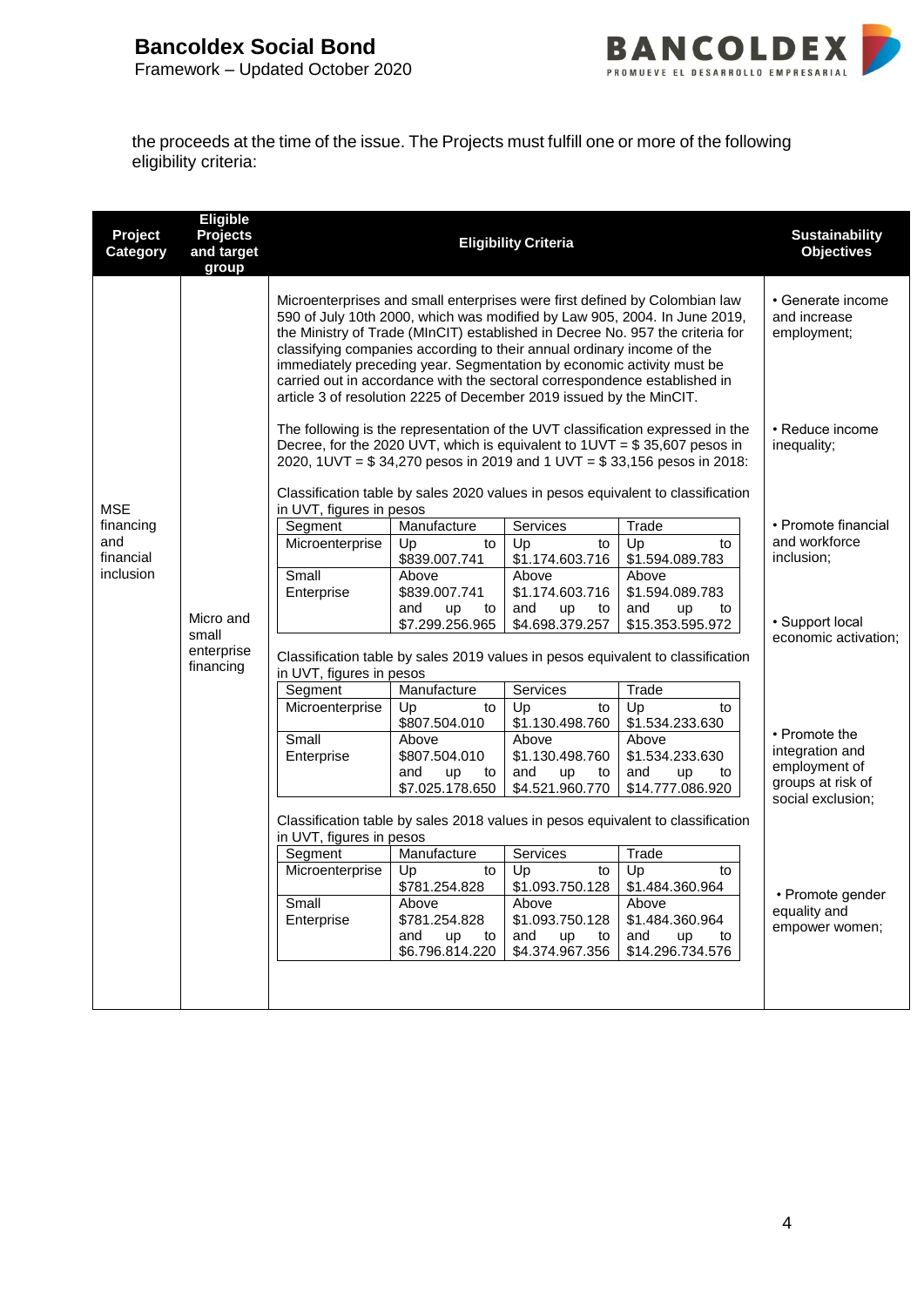the proceeds at the time of the issue. The Projects must fulfill one or more of the following eligibility criteria:

| Project Category | Eligible Projects and target group | Eligibility Criteria | Sustainability Objectives |
|---|---|---|---|
| MSE financing and financial inclusion | Micro and small enterprise financing | Microenterprises and small enterprises were first defined by Colombian law 590 of July 10th 2000, which was modified by Law 905, 2004. In June 2019, the Ministry of Trade (MInCIT) established in Decree No. 957 the criteria for classifying companies according to their annual ordinary income of the immediately preceding year. Segmentation by economic activity must be carried out in accordance with the sectoral correspondence established in article 3 of resolution 2225 of December 2019 issued by the MinCIT.<br><br>The following is the representation of the UVT classification expressed in the Decree, for the 2020 UVT, which is equivalent to 1UVT = $ 35,607 pesos in 2020, 1UVT = $ 34,270 pesos in 2019 and 1 UVT = $ 33,156 pesos in 2018:<br><br>Classification table by sales 2020 values in pesos equivalent to classification in UVT, figures in pesos<br>Segment / Manufacture / Services / Trade<br>Microenterprise: Up to $839.007.741 / Up to $1.174.603.716 / Up to $1.594.089.783<br>Small Enterprise: Above $839.007.741 and up to $7.299.256.965 / Above $1.174.603.716 and up to $4.698.379.257 / Above $1.594.089.783 and up to $15.353.595.972<br><br>Classification table by sales 2019 values in pesos equivalent to classification in UVT, figures in pesos<br>Segment / Manufacture / Services / Trade<br>Microenterprise: Up to $807.504.010 / Up to $1.130.498.760 / Up to $1.534.233.630<br>Small Enterprise: Above $807.504.010 and up to $7.025.178.650 / Above $1.130.498.760 and up to $4.521.960.770 / Above $1.534.233.630 and up to $14.777.086.920<br><br>Classification table by sales 2018 values in pesos equivalent to classification in UVT, figures in pesos<br>Segment / Manufacture / Services / Trade<br>Microenterprise: Up to $781.254.828 / Up to $1.093.750.128 / Up to $1.484.360.964<br>Small Enterprise: Above $781.254.828 and up to $6.796.814.220 / Above $1.093.750.128 and up to $4.374.967.356 / Above $1.484.360.964 and up to $14.296.734.576 | • Generate income and increase employment;<br><br>• Reduce income inequality;<br><br>• Promote financial and workforce inclusion;<br><br>• Support local economic activation;<br><br>• Promote the integration and employment of groups at risk of social exclusion;<br><br>• Promote gender equality and empower women; |

Classification table by sales 2020 values in pesos equivalent to classification in UVT, figures in pesos

| Segment | Manufacture | Services | Trade |
|---|---|---|---|
| Microenterprise | Up to $839.007.741 | Up to $1.174.603.716 | Up to $1.594.089.783 |
| Small Enterprise | Above $839.007.741 and up to $7.299.256.965 | Above $1.174.603.716 and up to $4.698.379.257 | Above $1.594.089.783 and up to $15.353.595.972 |

Classification table by sales 2019 values in pesos equivalent to classification in UVT, figures in pesos

| Segment | Manufacture | Services | Trade |
|---|---|---|---|
| Microenterprise | Up to $807.504.010 | Up to $1.130.498.760 | Up to $1.534.233.630 |
| Small Enterprise | Above $807.504.010 and up to $7.025.178.650 | Above $1.130.498.760 and up to $4.521.960.770 | Above $1.534.233.630 and up to $14.777.086.920 |

Classification table by sales 2018 values in pesos equivalent to classification in UVT, figures in pesos

| Segment | Manufacture | Services | Trade |
|---|---|---|---|
| Microenterprise | Up to $781.254.828 | Up to $1.093.750.128 | Up to $1.484.360.964 |
| Small Enterprise | Above $781.254.828 and up to $6.796.814.220 | Above $1.093.750.128 and up to $4.374.967.356 | Above $1.484.360.964 and up to $14.296.734.576 |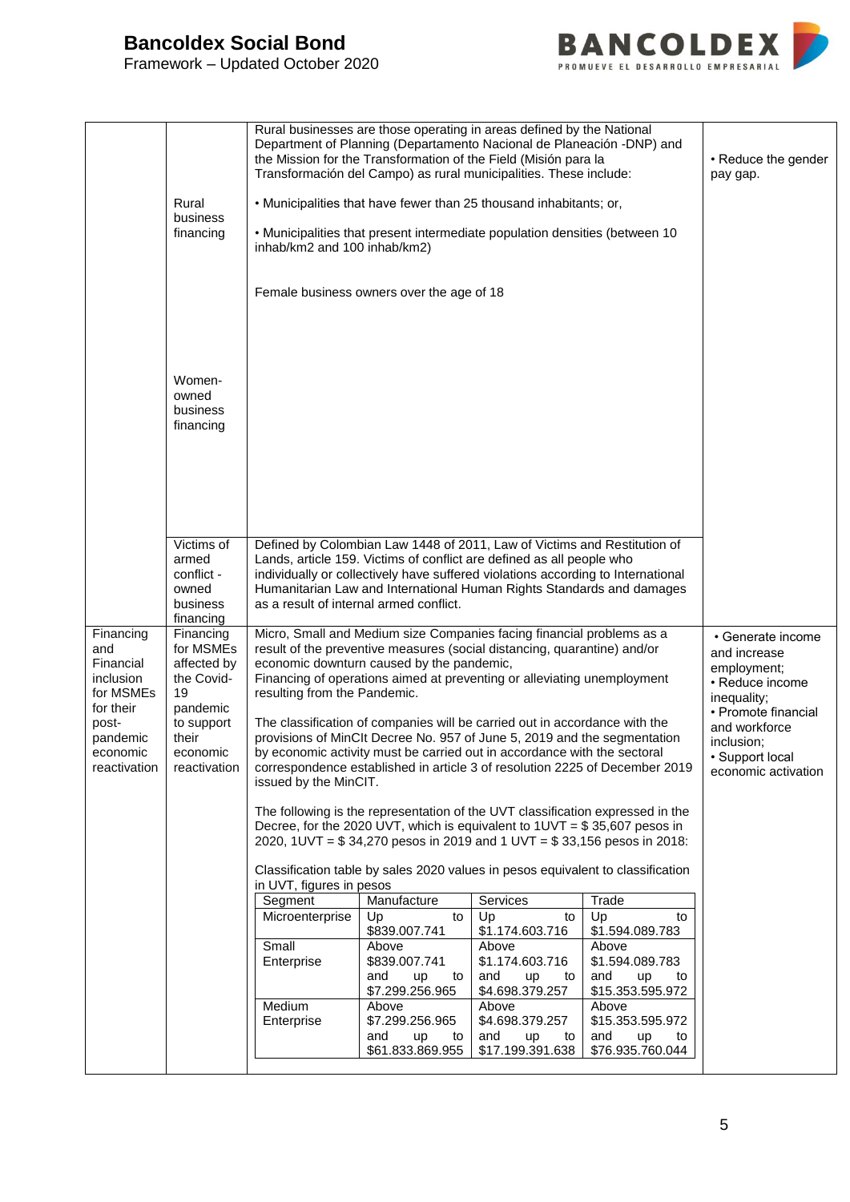| | | | |
|---|---|---|---|
| | Rural business financing | Rural businesses are those operating in areas defined by the National Department of Planning (Departamento Nacional de Planeación -DNP) and the Mission for the Transformation of the Field (Misión para la Transformación del Campo) as rural municipalities. These include:<br><br>• Municipalities that have fewer than 25 thousand inhabitants; or,<br><br>• Municipalities that present intermediate population densities (between 10 inhab/km2 and 100 inhab/km2) | • Reduce the gender pay gap. |
| | Women-owned business financing | Female business owners over the age of 18 | |
| | Victims of armed conflict - owned business financing | Defined by Colombian Law 1448 of 2011, Law of Victims and Restitution of Lands, article 159. Victims of conflict are defined as all people who individually or collectively have suffered violations according to International Humanitarian Law and International Human Rights Standards and damages as a result of internal armed conflict. | |
| Financing and Financial inclusion for MSMEs for their post-pandemic economic reactivation | Financing for MSMEs affected by the Covid-19 pandemic to support their economic reactivation | Micro, Small and Medium size Companies facing financial problems as a result of the preventive measures (social distancing, quarantine) and/or economic downturn caused by the pandemic,<br>Financing of operations aimed at preventing or alleviating unemployment resulting from the Pandemic.<br><br>The classification of companies will be carried out in accordance with the provisions of MinCIt Decree No. 957 of June 5, 2019 and the segmentation by economic activity must be carried out in accordance with the sectoral correspondence established in article 3 of resolution 2225 of December 2019 issued by the MinCIT.<br><br>The following is the representation of the UVT classification expressed in the Decree, for the 2020 UVT, which is equivalent to 1UVT = $ 35,607 pesos in 2020, 1UVT = $ 34,270 pesos in 2019 and 1 UVT = $ 33,156 pesos in 2018:<br><br>Classification table by sales 2020 values in pesos equivalent to classification in UVT, figures in pesos | • Generate income and increase employment;<br>• Reduce income inequality;<br>• Promote financial and workforce inclusion;<br>• Support local economic activation |

| Segment | Manufacture | Services | Trade |
|---|---|---|---|
| Microenterprise | Up to $839.007.741 | Up to $1.174.603.716 | Up to $1.594.089.783 |
| Small Enterprise | Above $839.007.741 and up to $7.299.256.965 | Above $1.174.603.716 and up to $4.698.379.257 | Above $1.594.089.783 and up to $15.353.595.972 |
| Medium Enterprise | Above $7.299.256.965 and up to $61.833.869.955 | Above $4.698.379.257 and up to $17.199.391.638 | Above $15.353.595.972 and up to $76.935.760.044 |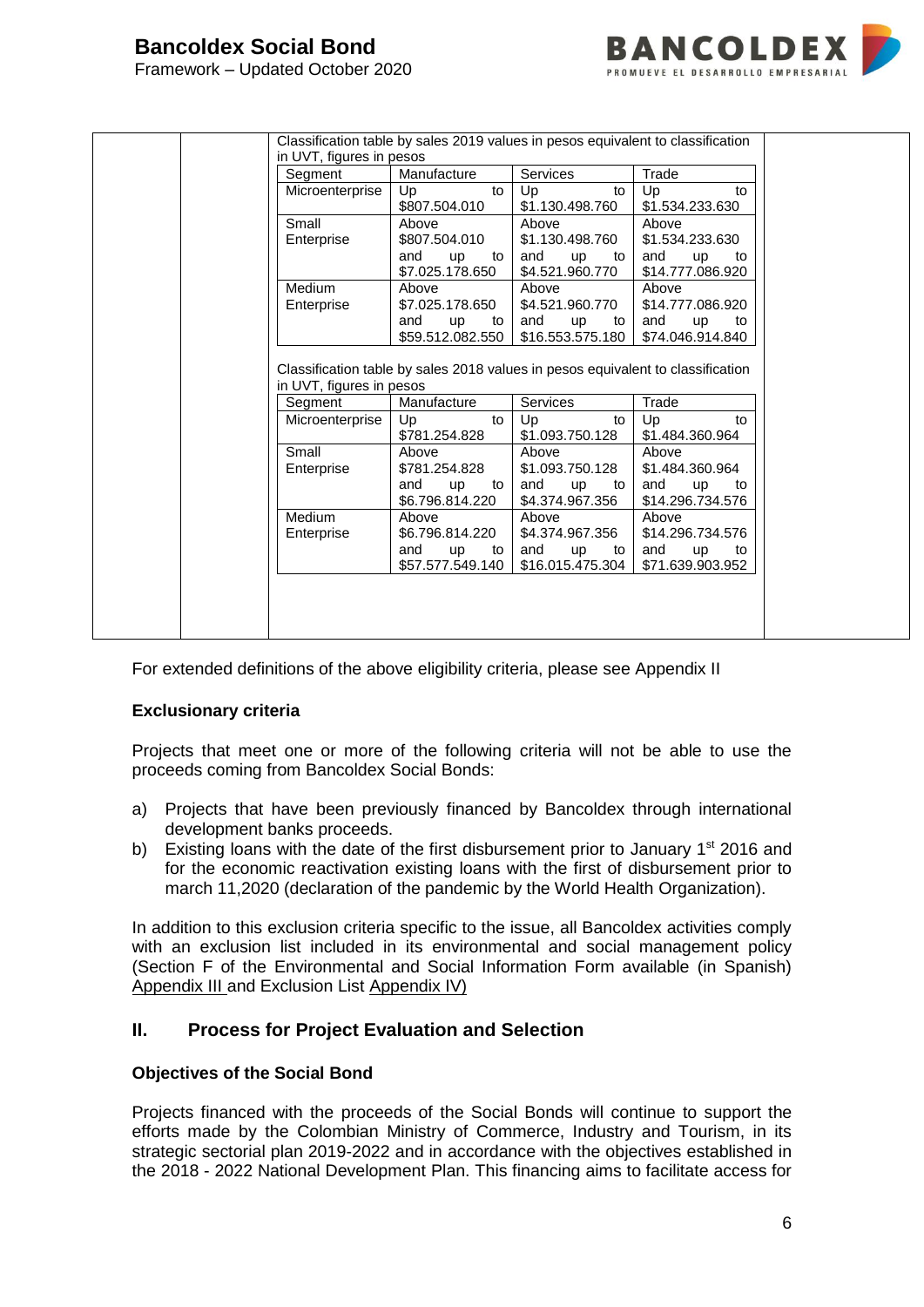Classification table by sales 2019 values in pesos equivalent to classification in UVT, figures in pesos

| Segment | Manufacture | Services | Trade |
|---|---|---|---|
| Microenterprise | Up to $807.504.010 | Up to $1.130.498.760 | Up to $1.534.233.630 |
| Small Enterprise | Above $807.504.010 and up to $7.025.178.650 | Above $1.130.498.760 and up to $4.521.960.770 | Above $1.534.233.630 and up to $14.777.086.920 |
| Medium Enterprise | Above $7.025.178.650 and up to $59.512.082.550 | Above $4.521.960.770 and up to $16.553.575.180 | Above $14.777.086.920 and up to $74.046.914.840 |

Classification table by sales 2018 values in pesos equivalent to classification in UVT, figures in pesos

| Segment | Manufacture | Services | Trade |
|---|---|---|---|
| Microenterprise | Up to $781.254.828 | Up to $1.093.750.128 | Up to $1.484.360.964 |
| Small Enterprise | Above $781.254.828 and up to $6.796.814.220 | Above $1.093.750.128 and up to $4.374.967.356 | Above $1.484.360.964 and up to $14.296.734.576 |
| Medium Enterprise | Above $6.796.814.220 and up to $57.577.549.140 | Above $4.374.967.356 and up to $16.015.475.304 | Above $14.296.734.576 and up to $71.639.903.952 |

For extended definitions of the above eligibility criteria, please see Appendix II

**Exclusionary criteria**

Projects that meet one or more of the following criteria will not be able to use the proceeds coming from Bancoldex Social Bonds:

a) Projects that have been previously financed by Bancoldex through international development banks proceeds.
b) Existing loans with the date of the first disbursement prior to January 1st 2016 and for the economic reactivation existing loans with the first of disbursement prior to march 11,2020 (declaration of the pandemic by the World Health Organization).

In addition to this exclusion criteria specific to the issue, all Bancoldex activities comply with an exclusion list included in its environmental and social management policy (Section F of the Environmental and Social Information Form available (in Spanish) Appendix III and Exclusion List Appendix IV)

## II. Process for Project Evaluation and Selection

**Objectives of the Social Bond**

Projects financed with the proceeds of the Social Bonds will continue to support the efforts made by the Colombian Ministry of Commerce, Industry and Tourism, in its strategic sectorial plan 2019-2022 and in accordance with the objectives established in the 2018 - 2022 National Development Plan. This financing aims to facilitate access for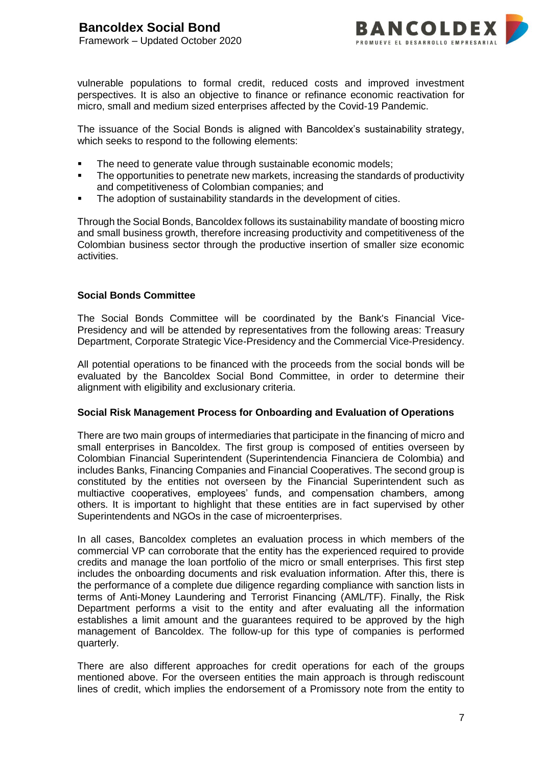vulnerable populations to formal credit, reduced costs and improved investment perspectives. It is also an objective to finance or refinance economic reactivation for micro, small and medium sized enterprises affected by the Covid-19 Pandemic.

The issuance of the Social Bonds is aligned with Bancoldex's sustainability strategy, which seeks to respond to the following elements:

- The need to generate value through sustainable economic models;
- The opportunities to penetrate new markets, increasing the standards of productivity and competitiveness of Colombian companies; and
- The adoption of sustainability standards in the development of cities.

Through the Social Bonds, Bancoldex follows its sustainability mandate of boosting micro and small business growth, therefore increasing productivity and competitiveness of the Colombian business sector through the productive insertion of smaller size economic activities.

**Social Bonds Committee**

The Social Bonds Committee will be coordinated by the Bank's Financial Vice-Presidency and will be attended by representatives from the following areas: Treasury Department, Corporate Strategic Vice-Presidency and the Commercial Vice-Presidency.

All potential operations to be financed with the proceeds from the social bonds will be evaluated by the Bancoldex Social Bond Committee, in order to determine their alignment with eligibility and exclusionary criteria.

**Social Risk Management Process for Onboarding and Evaluation of Operations**

There are two main groups of intermediaries that participate in the financing of micro and small enterprises in Bancoldex. The first group is composed of entities overseen by Colombian Financial Superintendent (Superintendencia Financiera de Colombia) and includes Banks, Financing Companies and Financial Cooperatives. The second group is constituted by the entities not overseen by the Financial Superintendent such as multiactive cooperatives, employees' funds, and compensation chambers, among others. It is important to highlight that these entities are in fact supervised by other Superintendents and NGOs in the case of microenterprises.

In all cases, Bancoldex completes an evaluation process in which members of the commercial VP can corroborate that the entity has the experienced required to provide credits and manage the loan portfolio of the micro or small enterprises. This first step includes the onboarding documents and risk evaluation information. After this, there is the performance of a complete due diligence regarding compliance with sanction lists in terms of Anti-Money Laundering and Terrorist Financing (AML/TF). Finally, the Risk Department performs a visit to the entity and after evaluating all the information establishes a limit amount and the guarantees required to be approved by the high management of Bancoldex. The follow-up for this type of companies is performed quarterly.

There are also different approaches for credit operations for each of the groups mentioned above. For the overseen entities the main approach is through rediscount lines of credit, which implies the endorsement of a Promissory note from the entity to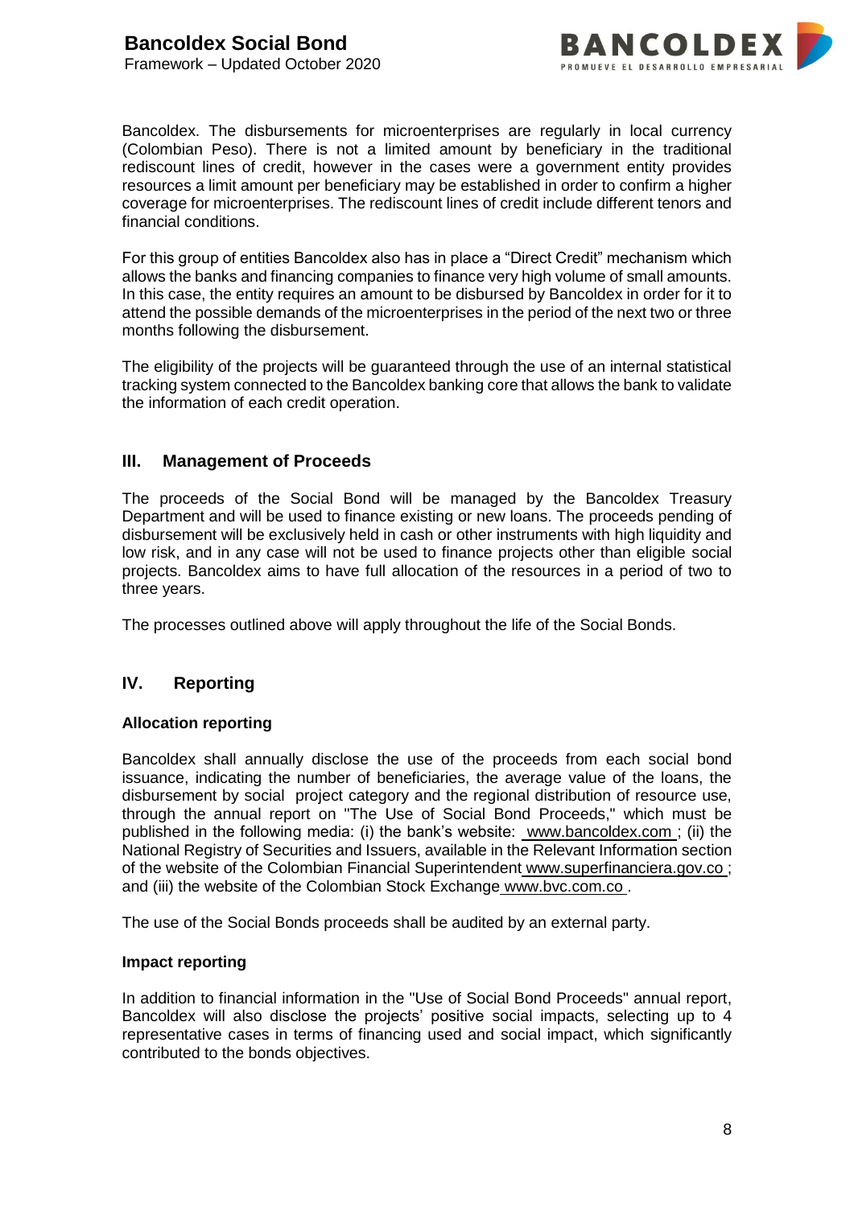Bancoldex. The disbursements for microenterprises are regularly in local currency (Colombian Peso). There is not a limited amount by beneficiary in the traditional rediscount lines of credit, however in the cases were a government entity provides resources a limit amount per beneficiary may be established in order to confirm a higher coverage for microenterprises. The rediscount lines of credit include different tenors and financial conditions.

For this group of entities Bancoldex also has in place a "Direct Credit" mechanism which allows the banks and financing companies to finance very high volume of small amounts. In this case, the entity requires an amount to be disbursed by Bancoldex in order for it to attend the possible demands of the microenterprises in the period of the next two or three months following the disbursement.

The eligibility of the projects will be guaranteed through the use of an internal statistical tracking system connected to the Bancoldex banking core that allows the bank to validate the information of each credit operation.

## III. Management of Proceeds

The proceeds of the Social Bond will be managed by the Bancoldex Treasury Department and will be used to finance existing or new loans. The proceeds pending of disbursement will be exclusively held in cash or other instruments with high liquidity and low risk, and in any case will not be used to finance projects other than eligible social projects. Bancoldex aims to have full allocation of the resources in a period of two to three years.

The processes outlined above will apply throughout the life of the Social Bonds.

## IV. Reporting

**Allocation reporting**

Bancoldex shall annually disclose the use of the proceeds from each social bond issuance, indicating the number of beneficiaries, the average value of the loans, the disbursement by social project category and the regional distribution of resource use, through the annual report on "The Use of Social Bond Proceeds," which must be published in the following media: (i) the bank's website: www.bancoldex.com ; (ii) the National Registry of Securities and Issuers, available in the Relevant Information section of the website of the Colombian Financial Superintendent www.superfinanciera.gov.co ; and (iii) the website of the Colombian Stock Exchange www.bvc.com.co .

The use of the Social Bonds proceeds shall be audited by an external party.

**Impact reporting**

In addition to financial information in the "Use of Social Bond Proceeds" annual report, Bancoldex will also disclose the projects' positive social impacts, selecting up to 4 representative cases in terms of financing used and social impact, which significantly contributed to the bonds objectives.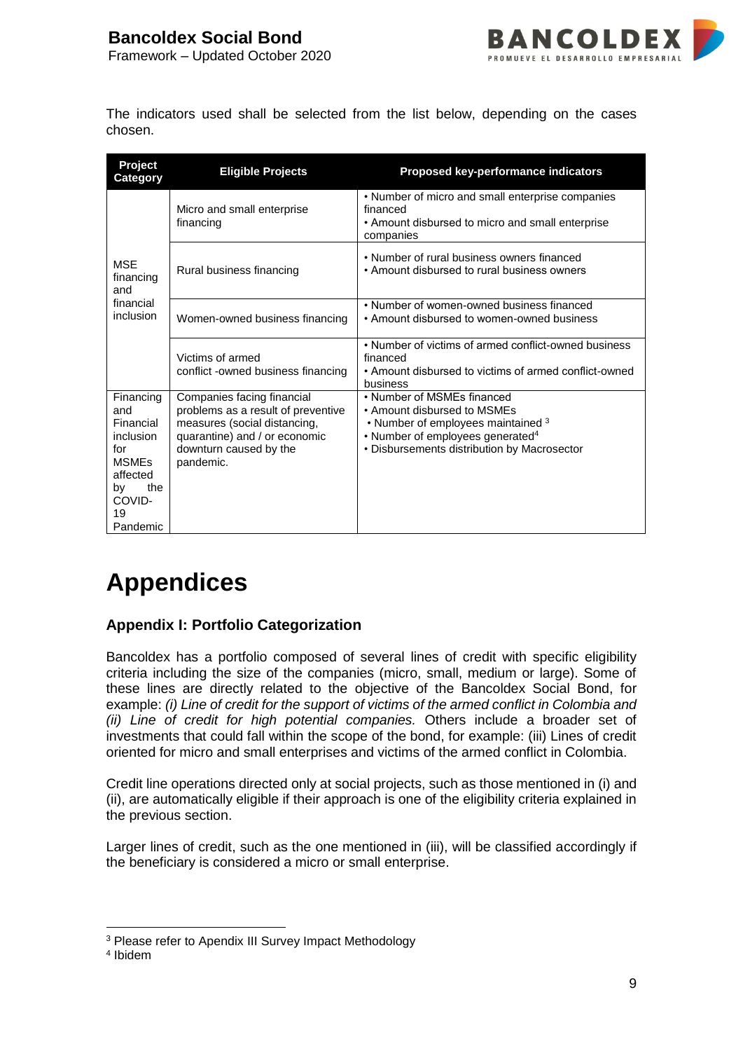The indicators used shall be selected from the list below, depending on the cases chosen.

| Project Category | Eligible Projects | Proposed key-performance indicators |
|---|---|---|
| MSE financing and financial inclusion | Micro and small enterprise financing | • Number of micro and small enterprise companies financed<br>• Amount disbursed to micro and small enterprise companies |
| | Rural business financing | • Number of rural business owners financed<br>• Amount disbursed to rural business owners |
| | Women-owned business financing | • Number of women-owned business financed<br>• Amount disbursed to women-owned business |
| | Victims of armed conflict -owned business financing | • Number of victims of armed conflict-owned business financed<br>• Amount disbursed to victims of armed conflict-owned business |
| Financing and Financial inclusion for MSMEs affected by the COVID-19 Pandemic | Companies facing financial problems as a result of preventive measures (social distancing, quarantine) and / or economic downturn caused by the pandemic. | • Number of MSMEs financed<br>• Amount disbursed to MSMEs<br>• Number of employees maintained [3]<br>• Number of employees generated[4]<br>• Disbursements distribution by Macrosector |

# Appendices

## Appendix I: Portfolio Categorization

Bancoldex has a portfolio composed of several lines of credit with specific eligibility criteria including the size of the companies (micro, small, medium or large). Some of these lines are directly related to the objective of the Bancoldex Social Bond, for example: *(i) Line of credit for the support of victims of the armed conflict in Colombia and (ii) Line of credit for high potential companies.* Others include a broader set of investments that could fall within the scope of the bond, for example: (iii) Lines of credit oriented for micro and small enterprises and victims of the armed conflict in Colombia.

Credit line operations directed only at social projects, such as those mentioned in (i) and (ii), are automatically eligible if their approach is one of the eligibility criteria explained in the previous section.

Larger lines of credit, such as the one mentioned in (iii), will be classified accordingly if the beneficiary is considered a micro or small enterprise.

[3] Please refer to Apendix III Survey Impact Methodology

[4] Ibidem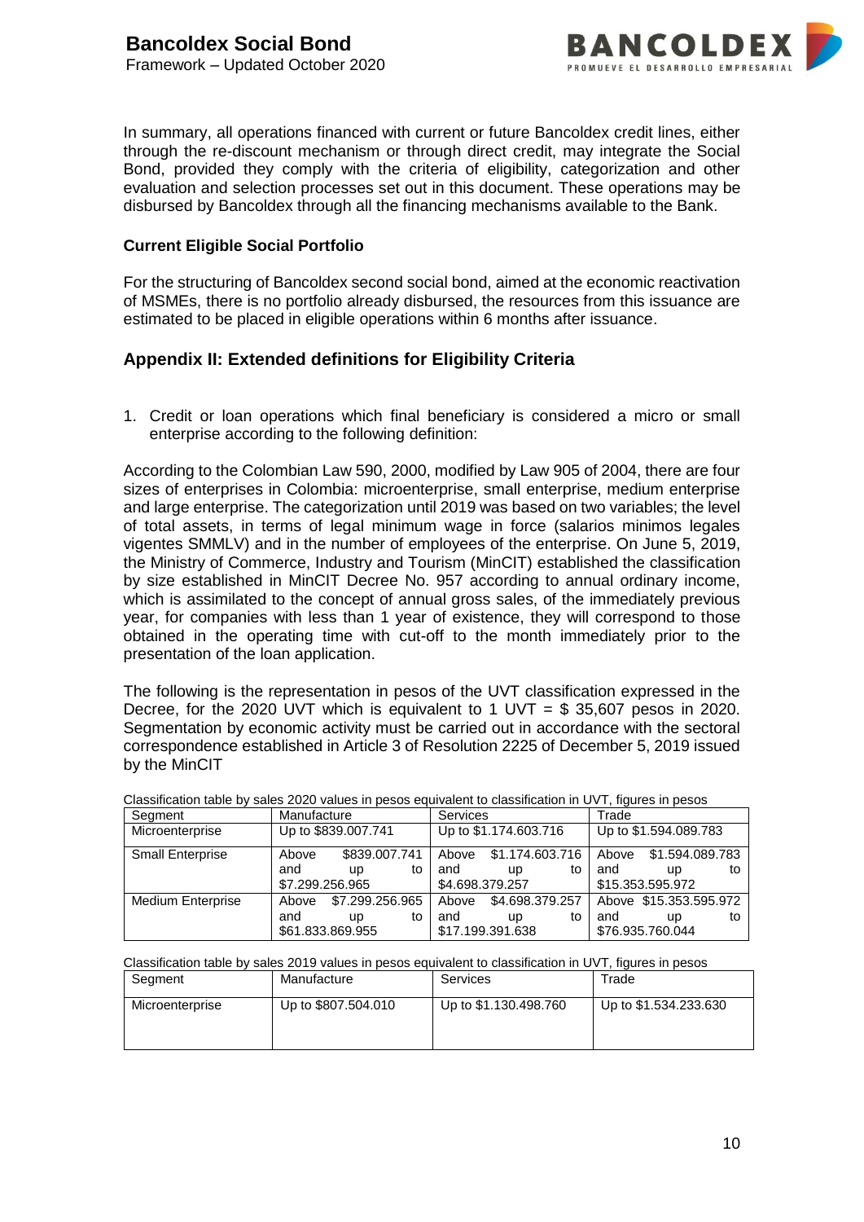In summary, all operations financed with current or future Bancoldex credit lines, either through the re-discount mechanism or through direct credit, may integrate the Social Bond, provided they comply with the criteria of eligibility, categorization and other evaluation and selection processes set out in this document. These operations may be disbursed by Bancoldex through all the financing mechanisms available to the Bank.

### Current Eligible Social Portfolio

For the structuring of Bancoldex second social bond, aimed at the economic reactivation of MSMEs, there is no portfolio already disbursed, the resources from this issuance are estimated to be placed in eligible operations within 6 months after issuance.

## Appendix II: Extended definitions for Eligibility Criteria

1. Credit or loan operations which final beneficiary is considered a micro or small enterprise according to the following definition:

According to the Colombian Law 590, 2000, modified by Law 905 of 2004, there are four sizes of enterprises in Colombia: microenterprise, small enterprise, medium enterprise and large enterprise. The categorization until 2019 was based on two variables; the level of total assets, in terms of legal minimum wage in force (salarios minimos legales vigentes SMMLV) and in the number of employees of the enterprise. On June 5, 2019, the Ministry of Commerce, Industry and Tourism (MinCIT) established the classification by size established in MinCIT Decree No. 957 according to annual ordinary income, which is assimilated to the concept of annual gross sales, of the immediately previous year, for companies with less than 1 year of existence, they will correspond to those obtained in the operating time with cut-off to the month immediately prior to the presentation of the loan application.

The following is the representation in pesos of the UVT classification expressed in the Decree, for the 2020 UVT which is equivalent to 1 UVT = $ 35,607 pesos in 2020. Segmentation by economic activity must be carried out in accordance with the sectoral correspondence established in Article 3 of Resolution 2225 of December 5, 2019 issued by the MinCIT

Classification table by sales 2020 values in pesos equivalent to classification in UVT, figures in pesos

| Segment | Manufacture | Services | Trade |
|---|---|---|---|
| Microenterprise | Up to $839.007.741 | Up to $1.174.603.716 | Up to $1.594.089.783 |
| Small Enterprise | Above $839.007.741 and up to $7.299.256.965 | Above $1.174.603.716 and up to $4.698.379.257 | Above $1.594.089.783 and up to $15.353.595.972 |
| Medium Enterprise | Above $7.299.256.965 and up to $61.833.869.955 | Above $4.698.379.257 and up to $17.199.391.638 | Above $15.353.595.972 and up to $76.935.760.044 |

Classification table by sales 2019 values in pesos equivalent to classification in UVT, figures in pesos

| Segment | Manufacture | Services | Trade |
|---|---|---|---|
| Microenterprise | Up to $807.504.010 | Up to $1.130.498.760 | Up to $1.534.233.630 |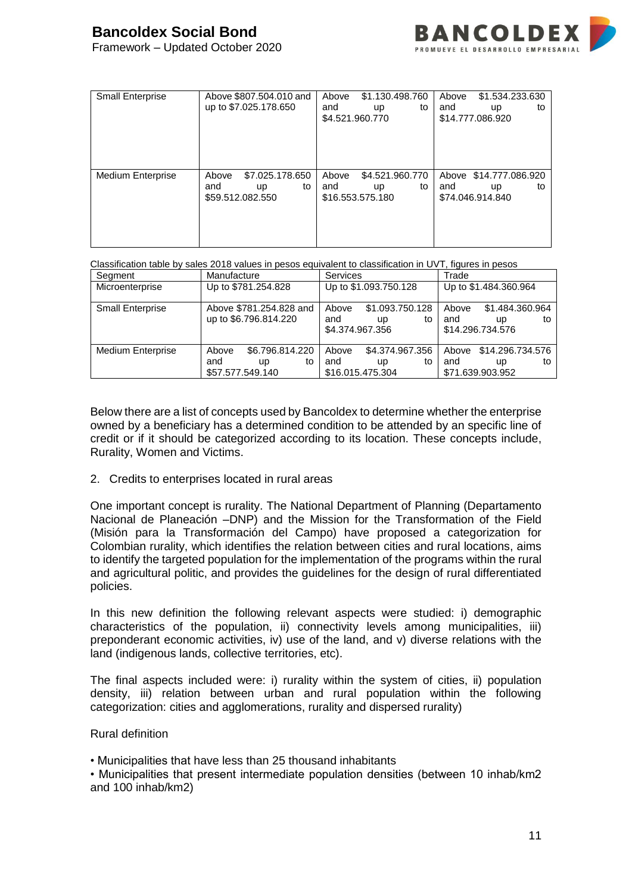| | | | |
|---|---|---|---|
| Small Enterprise | Above $807.504.010 and up to $7.025.178.650 | Above $1.130.498.760 and up to $4.521.960.770 | Above $1.534.233.630 and up to $14.777.086.920 |
| Medium Enterprise | Above $7.025.178.650 and up to $59.512.082.550 | Above $4.521.960.770 and up to $16.553.575.180 | Above $14.777.086.920 and up to $74.046.914.840 |

Classification table by sales 2018 values in pesos equivalent to classification in UVT, figures in pesos

| Segment | Manufacture | Services | Trade |
|---|---|---|---|
| Microenterprise | Up to $781.254.828 | Up to $1.093.750.128 | Up to $1.484.360.964 |
| Small Enterprise | Above $781.254.828 and up to $6.796.814.220 | Above $1.093.750.128 and up to $4.374.967.356 | Above $1.484.360.964 and up to $14.296.734.576 |
| Medium Enterprise | Above $6.796.814.220 and up to $57.577.549.140 | Above $4.374.967.356 and up to $16.015.475.304 | Above $14.296.734.576 and up to $71.639.903.952 |

Below there are a list of concepts used by Bancoldex to determine whether the enterprise owned by a beneficiary has a determined condition to be attended by an specific line of credit or if it should be categorized according to its location. These concepts include, Rurality, Women and Victims.

2. Credits to enterprises located in rural areas

One important concept is rurality. The National Department of Planning (Departamento Nacional de Planeación –DNP) and the Mission for the Transformation of the Field (Misión para la Transformación del Campo) have proposed a categorization for Colombian rurality, which identifies the relation between cities and rural locations, aims to identify the targeted population for the implementation of the programs within the rural and agricultural politic, and provides the guidelines for the design of rural differentiated policies.

In this new definition the following relevant aspects were studied: i) demographic characteristics of the population, ii) connectivity levels among municipalities, iii) preponderant economic activities, iv) use of the land, and v) diverse relations with the land (indigenous lands, collective territories, etc).

The final aspects included were: i) rurality within the system of cities, ii) population density, iii) relation between urban and rural population within the following categorization: cities and agglomerations, rurality and dispersed rurality)

Rural definition

• Municipalities that have less than 25 thousand inhabitants
• Municipalities that present intermediate population densities (between 10 inhab/km2 and 100 inhab/km2)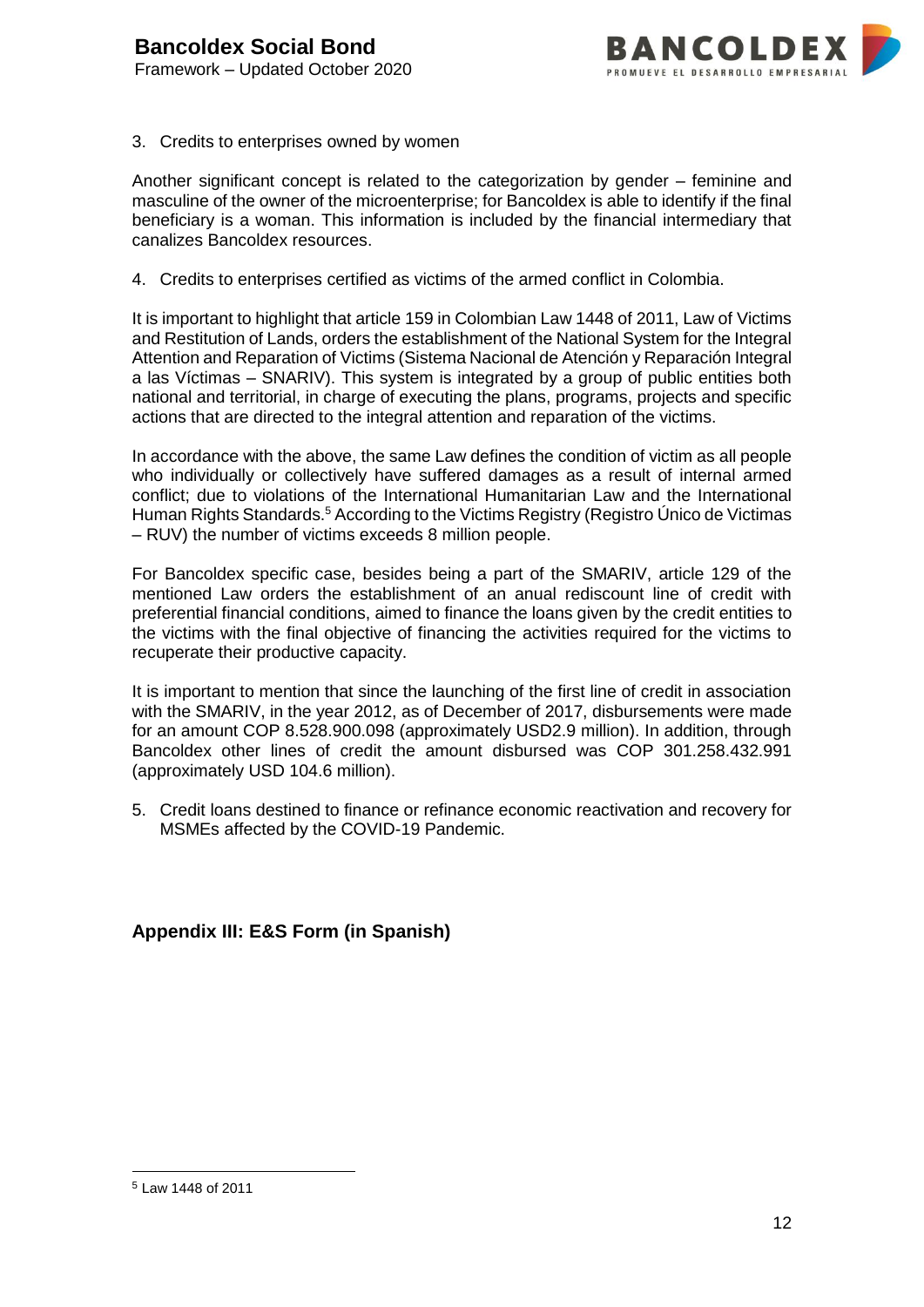3. Credits to enterprises owned by women

Another significant concept is related to the categorization by gender – feminine and masculine of the owner of the microenterprise; for Bancoldex is able to identify if the final beneficiary is a woman. This information is included by the financial intermediary that canalizes Bancoldex resources.

4. Credits to enterprises certified as victims of the armed conflict in Colombia.

It is important to highlight that article 159 in Colombian Law 1448 of 2011, Law of Victims and Restitution of Lands, orders the establishment of the National System for the Integral Attention and Reparation of Victims (Sistema Nacional de Atención y Reparación Integral a las Víctimas – SNARIV). This system is integrated by a group of public entities both national and territorial, in charge of executing the plans, programs, projects and specific actions that are directed to the integral attention and reparation of the victims.

In accordance with the above, the same Law defines the condition of victim as all people who individually or collectively have suffered damages as a result of internal armed conflict; due to violations of the International Humanitarian Law and the International Human Rights Standards.[5] According to the Victims Registry (Registro Único de Victimas – RUV) the number of victims exceeds 8 million people.

For Bancoldex specific case, besides being a part of the SMARIV, article 129 of the mentioned Law orders the establishment of an anual rediscount line of credit with preferential financial conditions, aimed to finance the loans given by the credit entities to the victims with the final objective of financing the activities required for the victims to recuperate their productive capacity.

It is important to mention that since the launching of the first line of credit in association with the SMARIV, in the year 2012, as of December of 2017, disbursements were made for an amount COP 8.528.900.098 (approximately USD2.9 million). In addition, through Bancoldex other lines of credit the amount disbursed was COP 301.258.432.991 (approximately USD 104.6 million).

5. Credit loans destined to finance or refinance economic reactivation and recovery for MSMEs affected by the COVID-19 Pandemic.

## Appendix III: E&S Form (in Spanish)

[5] Law 1448 of 2011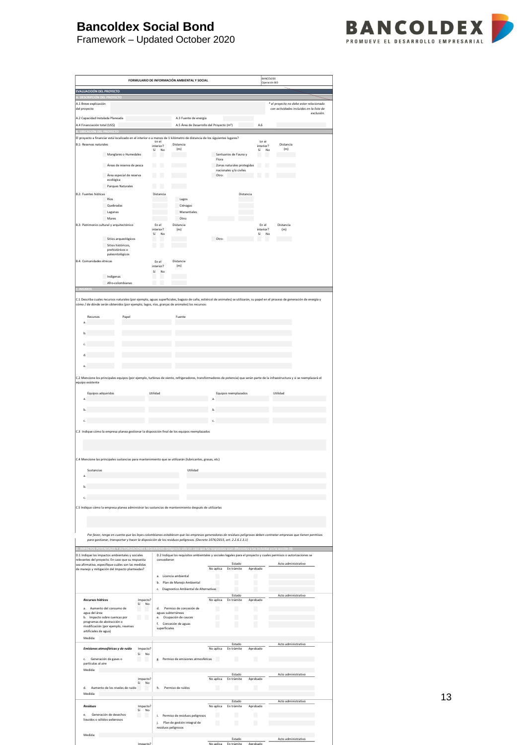# Bancoldex Social Bond

Framework – Updated October 2020

**FORMULARIO DE INFORMACIÓN AMBIENTAL Y SOCIAL**

BANCÓLDEX
Operación BID

## EVALUACIÓN DEL PROYECTO

### A. DESCRIPCIÓN DEL PROYECTO

A.1 Breve explicación del proyecto

*\* el proyecto no debe estar relacionado con actividades incluidas en la lista de exclusión.*

A.2 Capacidad Instalada Planeada

A.3 Fuente de energía

A.4 Financiación total (US$)

A.5 Área de Desarrollo del Proyecto ($m^2$)

A.6

### B. UBICACIÓN DEL PROYECTO

El proyecto a financiar está localizado en el interior o a menos de 1 kilómetro de distancia de los siguientes lugares?

B.1: Reservas naturales

| | En el interior? Sí | No | Distancia (m) | | En el interior? Sí | No | Distancia (m) |
|---|---|---|---|---|---|---|---|
| Manglares o Humedales | | | | Santuarios de Fauna y Flora | | | |
| Áreas de reserva de pesca | | | | Zonas naturales protegidas nacionales y/o civiles | | | |
| Área especial de reserva ecológica | | | | Otro: | | | |
| Parques Naturales | | | | | | | |

B.2: Fuentes hídricas

| | Distancia | | Distancia |
|---|---|---|---|
| Ríos | | Lagos | |
| Quebradas | | Ciénagas | |
| Lagunas | | Manantiales | |
| Mares | | Otro: | |

B.3: Patrimonio cultural y arquitectónico

| | En el interior? Sí | No | Distancia (m) | | En el interior? Sí | No | Distancia (m) |
|---|---|---|---|---|---|---|---|
| Sitios arqueológicos | | | | Otro: | | | |
| Sitios históricos, prehistóricos o paleontológicos | | | | | | | |

B.4: Comunidades étnicas

| | En el interior? Sí | No | Distancia (m) |
|---|---|---|---|
| Indígenas | | | |
| Afro-colombianas | | | |

### C. INSUMOS

C.1 Describa cuales recursos naturales (por ejemplo, aguas superficiales, bagazo de caña, estiércol de animales) se utilizarán, su papel en el proceso de generación de energía y cómo / de dónde serán obtenidos (por ejemplo, lagos, ríos, granjas de animales) los recursos:

| | Recursos | Papel | Fuente |
|---|---|---|---|
| a. | | | |
| b. | | | |
| c. | | | |
| d. | | | |
| e. | | | |

C.2 Mencione los principales equipos (por ejemplo, turbinas de viento, refrigeradores, transformadores de potencia) que serán parte de la infraestructura y si se reemplazará el equipo existente

| | Equipos adquiridos | Utilidad | | Equipos reemplazados | Utilidad |
|---|---|---|---|---|---|
| a. | | | a. | | |
| b. | | | b. | | |
| c. | | | c. | | |

C.3 Indique cómo la empresa planea gestionar la disposición final de los equipos reemplazados

C.4 Mencione las principales sustancias para mantenimiento que se utilizarán (lubricantes, grasas, etc)

| | Sustancias | Utilidad |
|---|---|---|
| a. | | |
| b. | | |
| c. | | |

C.5 Indique cómo la empresa planea administrar las sustancias de mantenimiento después de utilizarlas

*Por favor, tenga en cuenta que las leyes colombianas establecen que las empresas generadoras de residuos peligrosos deben contratar empresas que tienen permisos para gestionar, transportar y hacer la disposición de los residuos peligrosos. (Decreto 1076/2015, art. 2.2.6.1.3.1)*

### D. IMPACTOS POTENCIALES Y AUTORIZACIONES REQUERIDAS (Diligencie sólo en caso que las respuestas sean diferentes a las incluidas en la sección D)

D.1 Indique los impactos ambientales y sociales relevantes del proyecto. En caso que su respuesta sea afirmativa, especifique cuáles son las medidas de manejo y mitigación del impacto planteadas?

D.2 Indique los requisitos ambientales y sociales legales para el proyecto y cuales permisos o autorizaciones se concedieron

| | Estado: No aplica | En trámite | Aprobado | Acto administrativo |
|---|---|---|---|---|
| a. Licencia ambiental | | | | |
| b. Plan de Manejo Ambiental | | | | |
| c. Diagnostico Ambiental de Alternativas | | | | |

***Recursos hídricos***

| | Impacto? Sí | No |
|---|---|---|
| a. Aumento del consumo de agua del área | | |
| b. Impacto sobre cuencas por programas de abstracción o modificación (por ejemplo, reservas artificiales de agua) | | |

Medida:

| | Estado: No aplica | En trámite | Aprobado | Acto administrativo |
|---|---|---|---|---|
| d. Permiso de concesión de aguas subterráneas | | | | |
| e. Ocupación de cauces | | | | |
| f. Concesión de aguas superficiales | | | | |

***Emisiones atmosféricas y de ruido***

| | Impacto? Sí | No |
|---|---|---|
| c. Generación de gases o partículas al aire | | |

Medida:

| | Estado: No aplica | En trámite | Aprobado | Acto administrativo |
|---|---|---|---|---|
| g. Permiso de emisiones atmosféricas | | | | |

| | Impacto? Sí | No |
|---|---|---|
| d. Aumento de los niveles de ruido | | |

Medida:

| | Estado: No aplica | En trámite | Aprobado | Acto administrativo |
|---|---|---|---|---|
| h. Permiso de ruidos | | | | |

***Residuos***

| | Impacto? Sí | No |
|---|---|---|
| e. Generación de desechos líquidos o sólidos peligrosos | | |

Medida:

| | Estado: No aplica | En trámite | Aprobado | Acto administrativo |
|---|---|---|---|---|
| i. Permiso de residuos peligrosos | | | | |
| j. Plan de gestión integral de residuos peligrosos | | | | |

Impacto?

| Estado: No aplica | En trámite | Aprobado | Acto administrativo |
|---|---|---|---|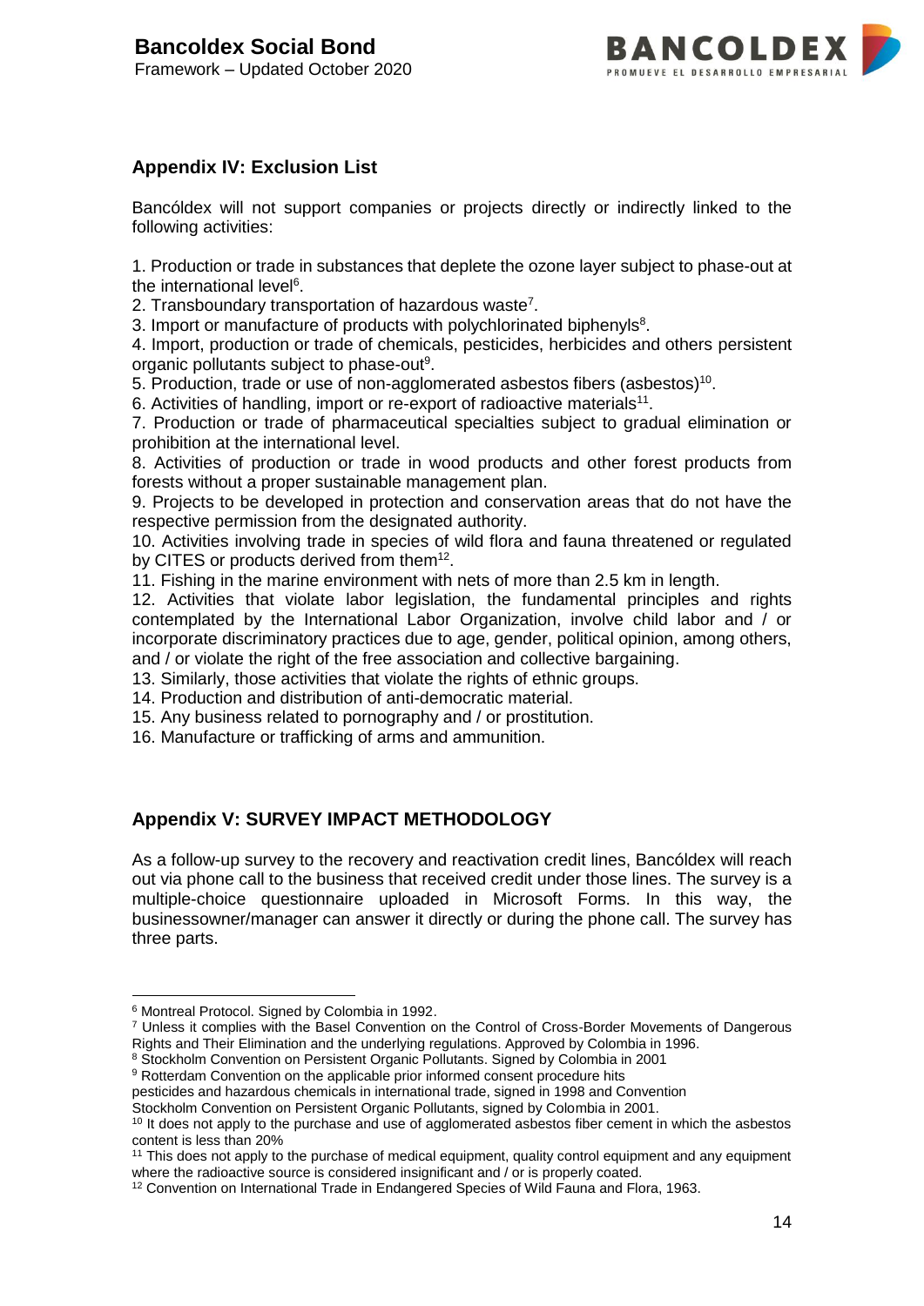## Appendix IV: Exclusion List

Bancóldex will not support companies or projects directly or indirectly linked to the following activities:

1. Production or trade in substances that deplete the ozone layer subject to phase-out at the international level[6].
2. Transboundary transportation of hazardous waste[7].
3. Import or manufacture of products with polychlorinated biphenyls[8].
4. Import, production or trade of chemicals, pesticides, herbicides and others persistent organic pollutants subject to phase-out[9].
5. Production, trade or use of non-agglomerated asbestos fibers (asbestos)[10].
6. Activities of handling, import or re-export of radioactive materials[11].
7. Production or trade of pharmaceutical specialties subject to gradual elimination or prohibition at the international level.
8. Activities of production or trade in wood products and other forest products from forests without a proper sustainable management plan.
9. Projects to be developed in protection and conservation areas that do not have the respective permission from the designated authority.
10. Activities involving trade in species of wild flora and fauna threatened or regulated by CITES or products derived from them[12].
11. Fishing in the marine environment with nets of more than 2.5 km in length.
12. Activities that violate labor legislation, the fundamental principles and rights contemplated by the International Labor Organization, involve child labor and / or incorporate discriminatory practices due to age, gender, political opinion, among others, and / or violate the right of the free association and collective bargaining.
13. Similarly, those activities that violate the rights of ethnic groups.
14. Production and distribution of anti-democratic material.
15. Any business related to pornography and / or prostitution.
16. Manufacture or trafficking of arms and ammunition.

## Appendix V: SURVEY IMPACT METHODOLOGY

As a follow-up survey to the recovery and reactivation credit lines, Bancóldex will reach out via phone call to the business that received credit under those lines. The survey is a multiple-choice questionnaire uploaded in Microsoft Forms. In this way, the businessowner/manager can answer it directly or during the phone call. The survey has three parts.

---

[6] Montreal Protocol. Signed by Colombia in 1992.

[7] Unless it complies with the Basel Convention on the Control of Cross-Border Movements of Dangerous Rights and Their Elimination and the underlying regulations. Approved by Colombia in 1996.

[8] Stockholm Convention on Persistent Organic Pollutants. Signed by Colombia in 2001

[9] Rotterdam Convention on the applicable prior informed consent procedure hits pesticides and hazardous chemicals in international trade, signed in 1998 and Convention Stockholm Convention on Persistent Organic Pollutants, signed by Colombia in 2001.

[10] It does not apply to the purchase and use of agglomerated asbestos fiber cement in which the asbestos content is less than 20%

[11] This does not apply to the purchase of medical equipment, quality control equipment and any equipment where the radioactive source is considered insignificant and / or is properly coated.

[12] Convention on International Trade in Endangered Species of Wild Fauna and Flora, 1963.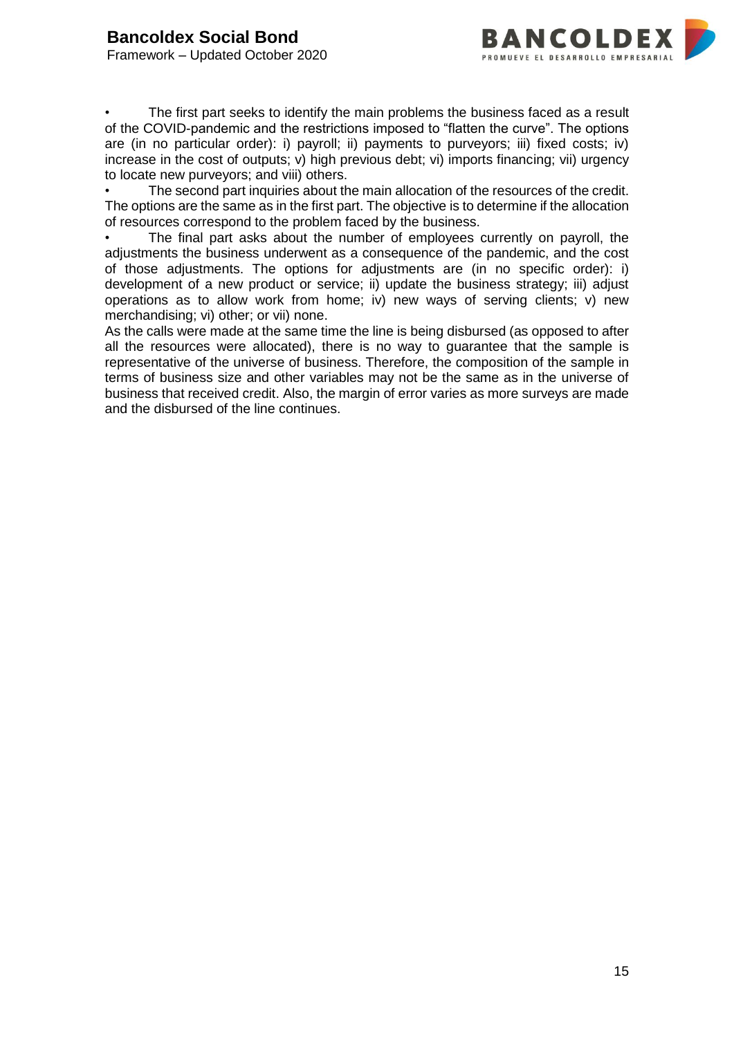- The first part seeks to identify the main problems the business faced as a result of the COVID-pandemic and the restrictions imposed to “flatten the curve”. The options are (in no particular order): i) payroll; ii) payments to purveyors; iii) fixed costs; iv) increase in the cost of outputs; v) high previous debt; vi) imports financing; vii) urgency to locate new purveyors; and viii) others.
- The second part inquiries about the main allocation of the resources of the credit. The options are the same as in the first part. The objective is to determine if the allocation of resources correspond to the problem faced by the business.
- The final part asks about the number of employees currently on payroll, the adjustments the business underwent as a consequence of the pandemic, and the cost of those adjustments. The options for adjustments are (in no specific order): i) development of a new product or service; ii) update the business strategy; iii) adjust operations as to allow work from home; iv) new ways of serving clients; v) new merchandising; vi) other; or vii) none.

As the calls were made at the same time the line is being disbursed (as opposed to after all the resources were allocated), there is no way to guarantee that the sample is representative of the universe of business. Therefore, the composition of the sample in terms of business size and other variables may not be the same as in the universe of business that received credit. Also, the margin of error varies as more surveys are made and the disbursed of the line continues.